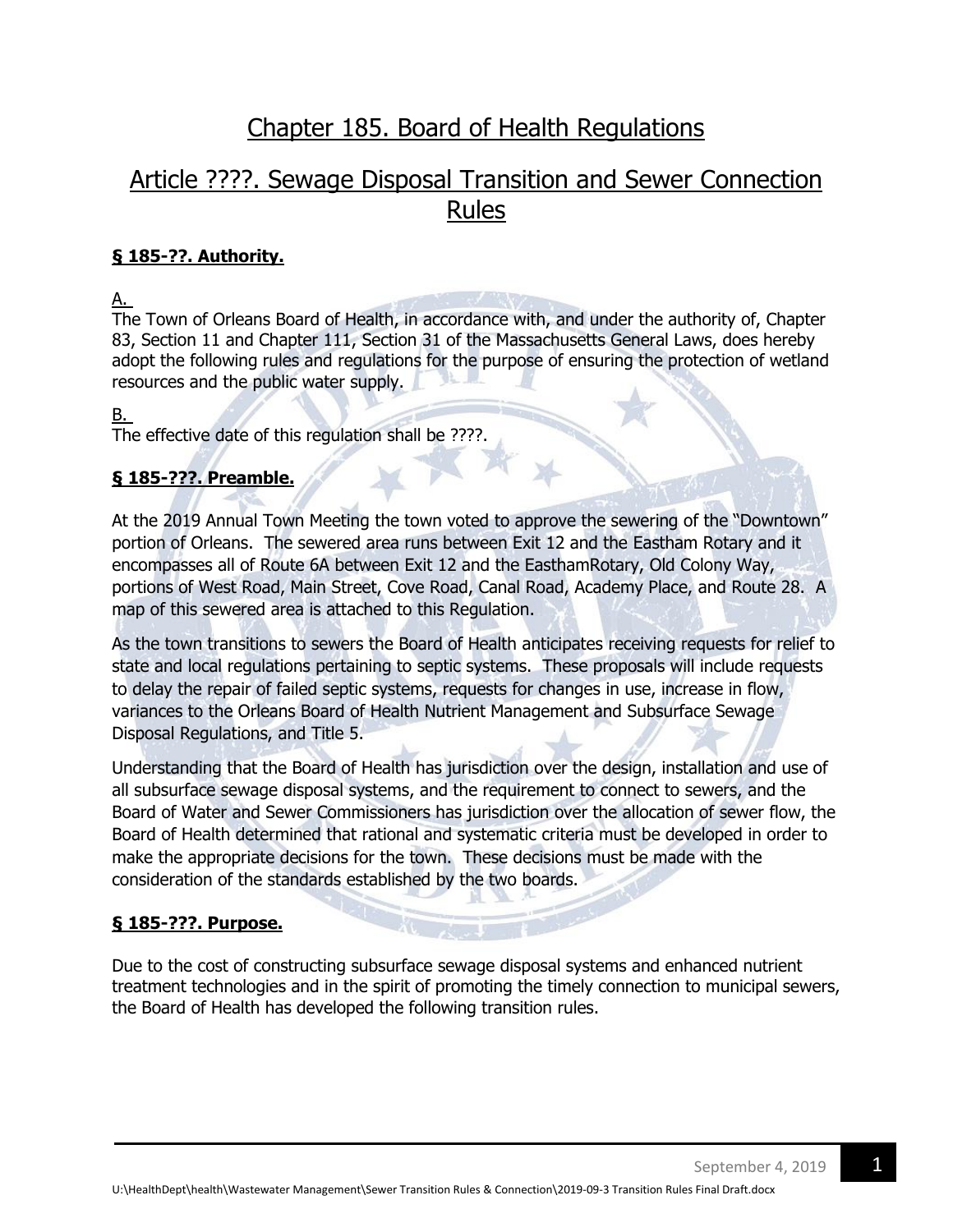# Chapter 185. Board of Health Regulations

## Article ????. Sewage Disposal Transition and Sewer Connection Rules

### § 185-??. Authority.

A.

The Town of Orleans Board of Health, in accordance with, and under the authority of, Chapter 83, Section 11 and Chapter 111, Section 31 of the Massachusetts General Laws, does hereby adopt the following rules and regulations for the purpose of ensuring the protection of wetland resources and the public water supply.

B.

The effective date of this regulation shall be ????.

### § 185-???. Preamble.

At the 2019 Annual Town Meeting the town voted to approve the sewering of the "Downtown" portion of Orleans. The sewered area runs between Exit 12 and the Eastham Rotary and it encompasses all of Route 6A between Exit 12 and the EasthamRotary, Old Colony Way, portions of West Road, Main Street, Cove Road, Canal Road, Academy Place, and Route 28. A map of this sewered area is attached to this Regulation.

As the town transitions to sewers the Board of Health anticipates receiving requests for relief to state and local regulations pertaining to septic systems. These proposals will include requests to delay the repair of failed septic systems, requests for changes in use, increase in flow, variances to the Orleans Board of Health Nutrient Management and Subsurface Sewage Disposal Regulations, and Title 5.

Understanding that the Board of Health has jurisdiction over the design, installation and use of all subsurface sewage disposal systems, and the requirement to connect to sewers, and the Board of Water and Sewer Commissioners has jurisdiction over the allocation of sewer flow, the Board of Health determined that rational and systematic criteria must be developed in order to make the appropriate decisions for the town. These decisions must be made with the consideration of the standards established by the two boards.

### § 185-???. Purpose.

Due to the cost of constructing subsurface sewage disposal systems and enhanced nutrient treatment technologies and in the spirit of promoting the timely connection to municipal sewers, the Board of Health has developed the following transition rules.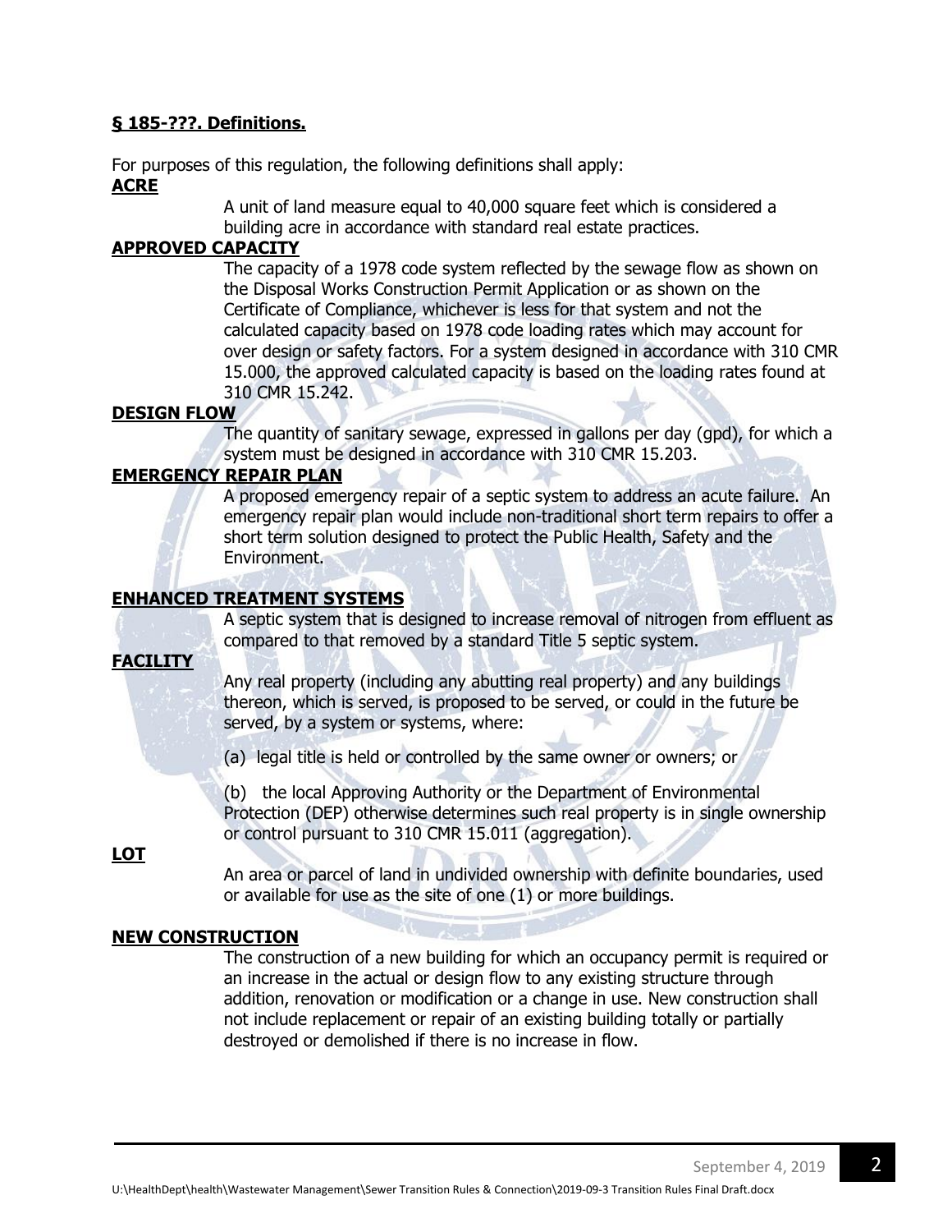### § 185-???. Definitions.

For purposes of this regulation, the following definitions shall apply:

**ACRE**

A unit of land measure equal to 40,000 square feet which is considered a building acre in accordance with standard real estate practices.

**APPROVED CAPACITY**

The capacity of a 1978 code system reflected by the sewage flow as shown on the Disposal Works Construction Permit Application or as shown on the Certificate of Compliance, whichever is less for that system and not the calculated capacity based on 1978 code loading rates which may account for over design or safety factors. For a system designed in accordance with 310 CMR 15.000, the approved calculated capacity is based on the loading rates found at 310 CMR 15.242.

**DESIGN FLOW**

The quantity of sanitary sewage, expressed in gallons per day (gpd), for which a system must be designed in accordance with 310 CMR 15.203.

**EMERGENCY REPAIR PLAN**

A proposed emergency repair of a septic system to address an acute failure. An emergency repair plan would include non-traditional short term repairs to offer a short term solution designed to protect the Public Health, Safety and the Environment.

**ENHANCED TREATMENT SYSTEMS**

A septic system that is designed to increase removal of nitrogen from effluent as compared to that removed by a standard Title 5 septic system.

**FACILITY**

Any real property (including any abutting real property) and any buildings thereon, which is served, is proposed to be served, or could in the future be served, by a system or systems, where:

(a) legal title is held or controlled by the same owner or owners; or

(b) the local Approving Authority or the Department of Environmental Protection (DEP) otherwise determines such real property is in single ownership or control pursuant to 310 CMR 15.011 (aggregation).

**LOT**

An area or parcel of land in undivided ownership with definite boundaries, used or available for use as the site of one (1) or more buildings.

**NEW CONSTRUCTION**

The construction of a new building for which an occupancy permit is required or an increase in the actual or design flow to any existing structure through addition, renovation or modification or a change in use. New construction shall not include replacement or repair of an existing building totally or partially destroyed or demolished if there is no increase in flow.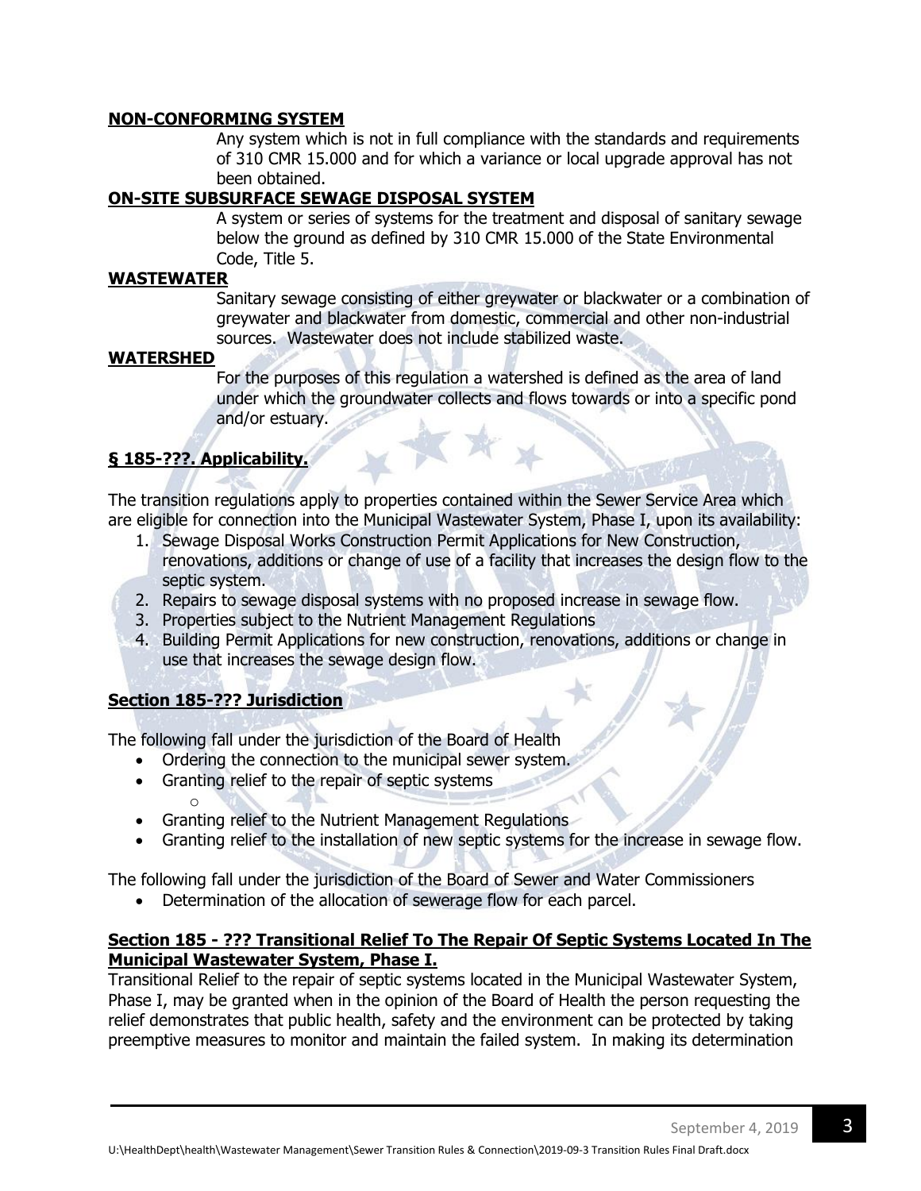**NON-CONFORMING SYSTEM**

Any system which is not in full compliance with the standards and requirements of 310 CMR 15.000 and for which a variance or local upgrade approval has not been obtained.

**ON-SITE SUBSURFACE SEWAGE DISPOSAL SYSTEM**

A system or series of systems for the treatment and disposal of sanitary sewage below the ground as defined by 310 CMR 15.000 of the State Environmental Code, Title 5.

**WASTEWATER**

Sanitary sewage consisting of either greywater or blackwater or a combination of greywater and blackwater from domestic, commercial and other non-industrial sources. Wastewater does not include stabilized waste.

**WATERSHED**

For the purposes of this regulation a watershed is defined as the area of land under which the groundwater collects and flows towards or into a specific pond and/or estuary.

## § 185-???. Applicability.

The transition regulations apply to properties contained within the Sewer Service Area which are eligible for connection into the Municipal Wastewater System, Phase I, upon its availability:

1. Sewage Disposal Works Construction Permit Applications for New Construction, renovations, additions or change of use of a facility that increases the design flow to the septic system.
2. Repairs to sewage disposal systems with no proposed increase in sewage flow.
3. Properties subject to the Nutrient Management Regulations
4. Building Permit Applications for new construction, renovations, additions or change in use that increases the sewage design flow.

## Section 185-??? Jurisdiction

The following fall under the jurisdiction of the Board of Health

- Ordering the connection to the municipal sewer system.
- Granting relief to the repair of septic systems
  - 
- Granting relief to the Nutrient Management Regulations
- Granting relief to the installation of new septic systems for the increase in sewage flow.

The following fall under the jurisdiction of the Board of Sewer and Water Commissioners

- Determination of the allocation of sewerage flow for each parcel.

## Section 185 - ??? Transitional Relief To The Repair Of Septic Systems Located In The Municipal Wastewater System, Phase I.

Transitional Relief to the repair of septic systems located in the Municipal Wastewater System, Phase I, may be granted when in the opinion of the Board of Health the person requesting the relief demonstrates that public health, safety and the environment can be protected by taking preemptive measures to monitor and maintain the failed system. In making its determination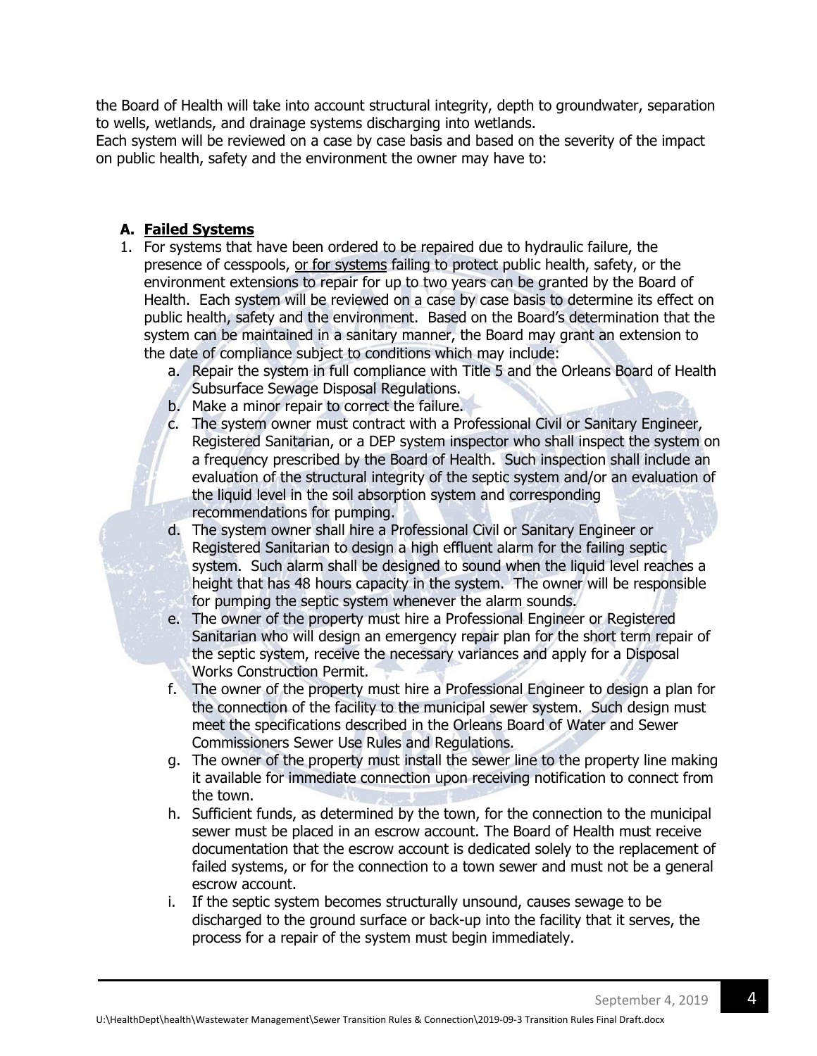the Board of Health will take into account structural integrity, depth to groundwater, separation to wells, wetlands, and drainage systems discharging into wetlands.
Each system will be reviewed on a case by case basis and based on the severity of the impact on public health, safety and the environment the owner may have to:

### A. Failed Systems

1. For systems that have been ordered to be repaired due to hydraulic failure, the presence of cesspools, <u>or for systems</u> failing to protect public health, safety, or the environment extensions to repair for up to two years can be granted by the Board of Health. Each system will be reviewed on a case by case basis to determine its effect on public health, safety and the environment. Based on the Board's determination that the system can be maintained in a sanitary manner, the Board may grant an extension to the date of compliance subject to conditions which may include:
   a. Repair the system in full compliance with Title 5 and the Orleans Board of Health Subsurface Sewage Disposal Regulations.
   b. Make a minor repair to correct the failure.
   c. The system owner must contract with a Professional Civil or Sanitary Engineer, Registered Sanitarian, or a DEP system inspector who shall inspect the system on a frequency prescribed by the Board of Health. Such inspection shall include an evaluation of the structural integrity of the septic system and/or an evaluation of the liquid level in the soil absorption system and corresponding recommendations for pumping.
   d. The system owner shall hire a Professional Civil or Sanitary Engineer or Registered Sanitarian to design a high effluent alarm for the failing septic system. Such alarm shall be designed to sound when the liquid level reaches a height that has 48 hours capacity in the system. The owner will be responsible for pumping the septic system whenever the alarm sounds.
   e. The owner of the property must hire a Professional Engineer or Registered Sanitarian who will design an emergency repair plan for the short term repair of the septic system, receive the necessary variances and apply for a Disposal Works Construction Permit.
   f. The owner of the property must hire a Professional Engineer to design a plan for the connection of the facility to the municipal sewer system. Such design must meet the specifications described in the Orleans Board of Water and Sewer Commissioners Sewer Use Rules and Regulations.
   g. The owner of the property must install the sewer line to the property line making it available for immediate connection upon receiving notification to connect from the town.
   h. Sufficient funds, as determined by the town, for the connection to the municipal sewer must be placed in an escrow account. The Board of Health must receive documentation that the escrow account is dedicated solely to the replacement of failed systems, or for the connection to a town sewer and must not be a general escrow account.
   i. If the septic system becomes structurally unsound, causes sewage to be discharged to the ground surface or back-up into the facility that it serves, the process for a repair of the system must begin immediately.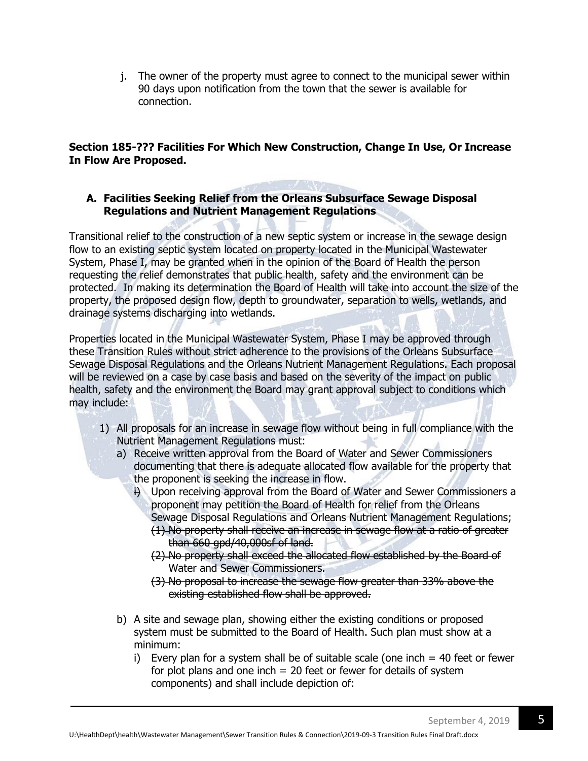j. The owner of the property must agree to connect to the municipal sewer within 90 days upon notification from the town that the sewer is available for connection.

**Section 185-??? Facilities For Which New Construction, Change In Use, Or Increase In Flow Are Proposed.**

**A. Facilities Seeking Relief from the Orleans Subsurface Sewage Disposal Regulations and Nutrient Management Regulations**

Transitional relief to the construction of a new septic system or increase in the sewage design flow to an existing septic system located on property located in the Municipal Wastewater System, Phase I, may be granted when in the opinion of the Board of Health the person requesting the relief demonstrates that public health, safety and the environment can be protected. In making its determination the Board of Health will take into account the size of the property, the proposed design flow, depth to groundwater, separation to wells, wetlands, and drainage systems discharging into wetlands.

Properties located in the Municipal Wastewater System, Phase I may be approved through these Transition Rules without strict adherence to the provisions of the Orleans Subsurface Sewage Disposal Regulations and the Orleans Nutrient Management Regulations. Each proposal will be reviewed on a case by case basis and based on the severity of the impact on public health, safety and the environment the Board may grant approval subject to conditions which may include:

1) All proposals for an increase in sewage flow without being in full compliance with the Nutrient Management Regulations must:
   a) Receive written approval from the Board of Water and Sewer Commissioners documenting that there is adequate allocated flow available for the property that the proponent is seeking the increase in flow.
      ~~i)~~ Upon receiving approval from the Board of Water and Sewer Commissioners a proponent may petition the Board of Health for relief from the Orleans Sewage Disposal Regulations and Orleans Nutrient Management Regulations;
         ~~(1) No property shall receive an increase in sewage flow at a ratio of greater than 660 gpd/40,000sf of land.~~
         ~~(2) No property shall exceed the allocated flow established by the Board of Water and Sewer Commissioners.~~
         ~~(3) No proposal to increase the sewage flow greater than 33% above the existing established flow shall be approved.~~

   b) A site and sewage plan, showing either the existing conditions or proposed system must be submitted to the Board of Health. Such plan must show at a minimum:
      i) Every plan for a system shall be of suitable scale (one inch = 40 feet or fewer for plot plans and one inch = 20 feet or fewer for details of system components) and shall include depiction of: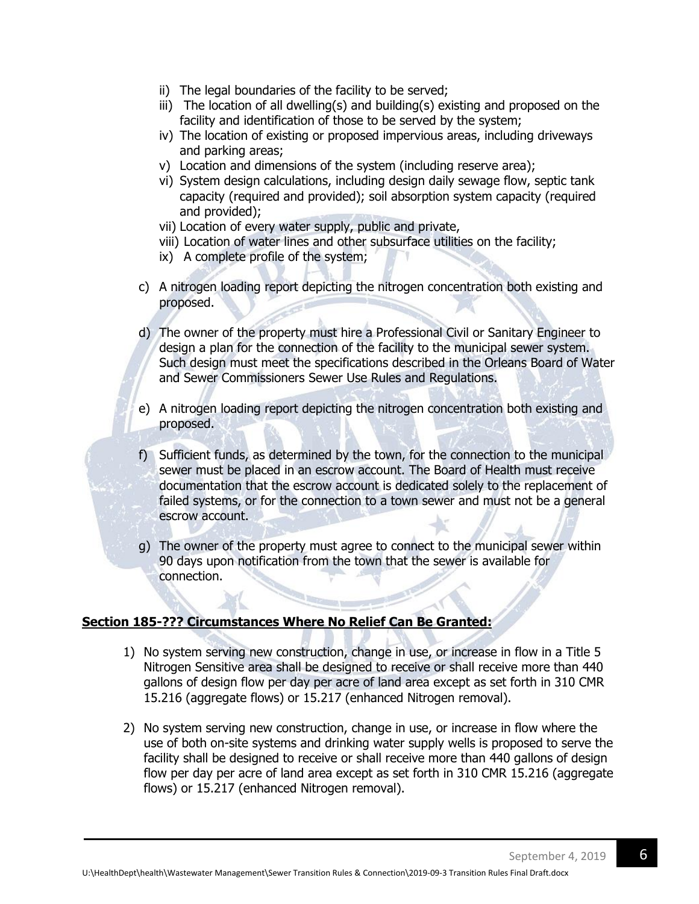- ii) The legal boundaries of the facility to be served;
- iii) The location of all dwelling(s) and building(s) existing and proposed on the facility and identification of those to be served by the system;
- iv) The location of existing or proposed impervious areas, including driveways and parking areas;
- v) Location and dimensions of the system (including reserve area);
- vi) System design calculations, including design daily sewage flow, septic tank capacity (required and provided); soil absorption system capacity (required and provided);
- vii) Location of every water supply, public and private,
- viii) Location of water lines and other subsurface utilities on the facility;
- ix) A complete profile of the system;

c) A nitrogen loading report depicting the nitrogen concentration both existing and proposed.

d) The owner of the property must hire a Professional Civil or Sanitary Engineer to design a plan for the connection of the facility to the municipal sewer system. Such design must meet the specifications described in the Orleans Board of Water and Sewer Commissioners Sewer Use Rules and Regulations.

e) A nitrogen loading report depicting the nitrogen concentration both existing and proposed.

f) Sufficient funds, as determined by the town, for the connection to the municipal sewer must be placed in an escrow account. The Board of Health must receive documentation that the escrow account is dedicated solely to the replacement of failed systems, or for the connection to a town sewer and must not be a general escrow account.

g) The owner of the property must agree to connect to the municipal sewer within 90 days upon notification from the town that the sewer is available for connection.

**Section 185-??? Circumstances Where No Relief Can Be Granted:**

1) No system serving new construction, change in use, or increase in flow in a Title 5 Nitrogen Sensitive area shall be designed to receive or shall receive more than 440 gallons of design flow per day per acre of land area except as set forth in 310 CMR 15.216 (aggregate flows) or 15.217 (enhanced Nitrogen removal).

2) No system serving new construction, change in use, or increase in flow where the use of both on-site systems and drinking water supply wells is proposed to serve the facility shall be designed to receive or shall receive more than 440 gallons of design flow per day per acre of land area except as set forth in 310 CMR 15.216 (aggregate flows) or 15.217 (enhanced Nitrogen removal).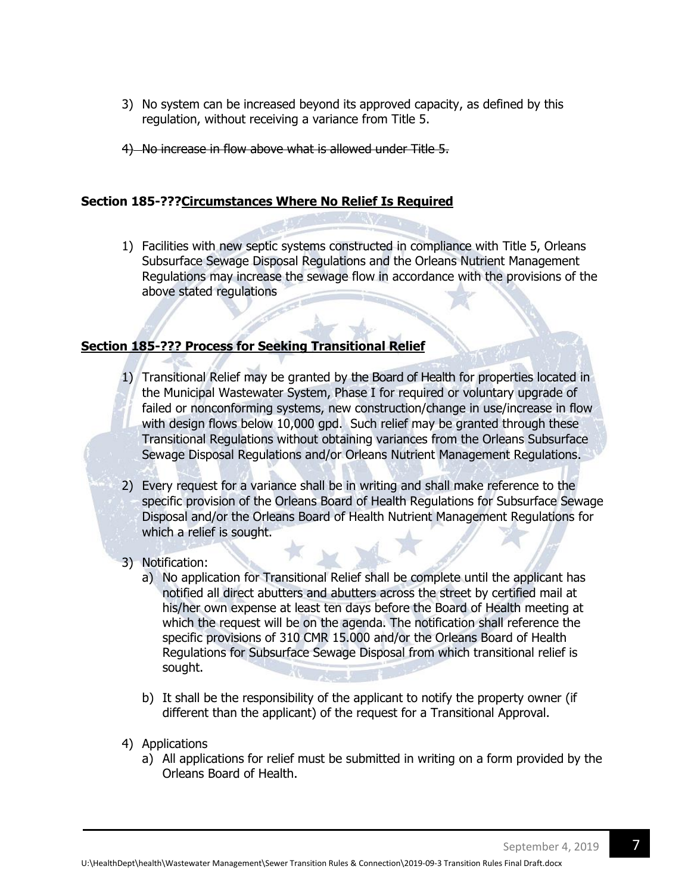3) No system can be increased beyond its approved capacity, as defined by this regulation, without receiving a variance from Title 5.

4) ~~No increase in flow above what is allowed under Title 5.~~

**Section 185-???Circumstances Where No Relief Is Required**

1) Facilities with new septic systems constructed in compliance with Title 5, Orleans Subsurface Sewage Disposal Regulations and the Orleans Nutrient Management Regulations may increase the sewage flow in accordance with the provisions of the above stated regulations

**Section 185-??? Process for Seeking Transitional Relief**

1) Transitional Relief may be granted by the Board of Health for properties located in the Municipal Wastewater System, Phase I for required or voluntary upgrade of failed or nonconforming systems, new construction/change in use/increase in flow with design flows below 10,000 gpd. Such relief may be granted through these Transitional Regulations without obtaining variances from the Orleans Subsurface Sewage Disposal Regulations and/or Orleans Nutrient Management Regulations.

2) Every request for a variance shall be in writing and shall make reference to the specific provision of the Orleans Board of Health Regulations for Subsurface Sewage Disposal and/or the Orleans Board of Health Nutrient Management Regulations for which a relief is sought.

3) Notification:
   a) No application for Transitional Relief shall be complete until the applicant has notified all direct abutters and abutters across the street by certified mail at his/her own expense at least ten days before the Board of Health meeting at which the request will be on the agenda. The notification shall reference the specific provisions of 310 CMR 15.000 and/or the Orleans Board of Health Regulations for Subsurface Sewage Disposal from which transitional relief is sought.

   b) It shall be the responsibility of the applicant to notify the property owner (if different than the applicant) of the request for a Transitional Approval.

4) Applications
   a) All applications for relief must be submitted in writing on a form provided by the Orleans Board of Health.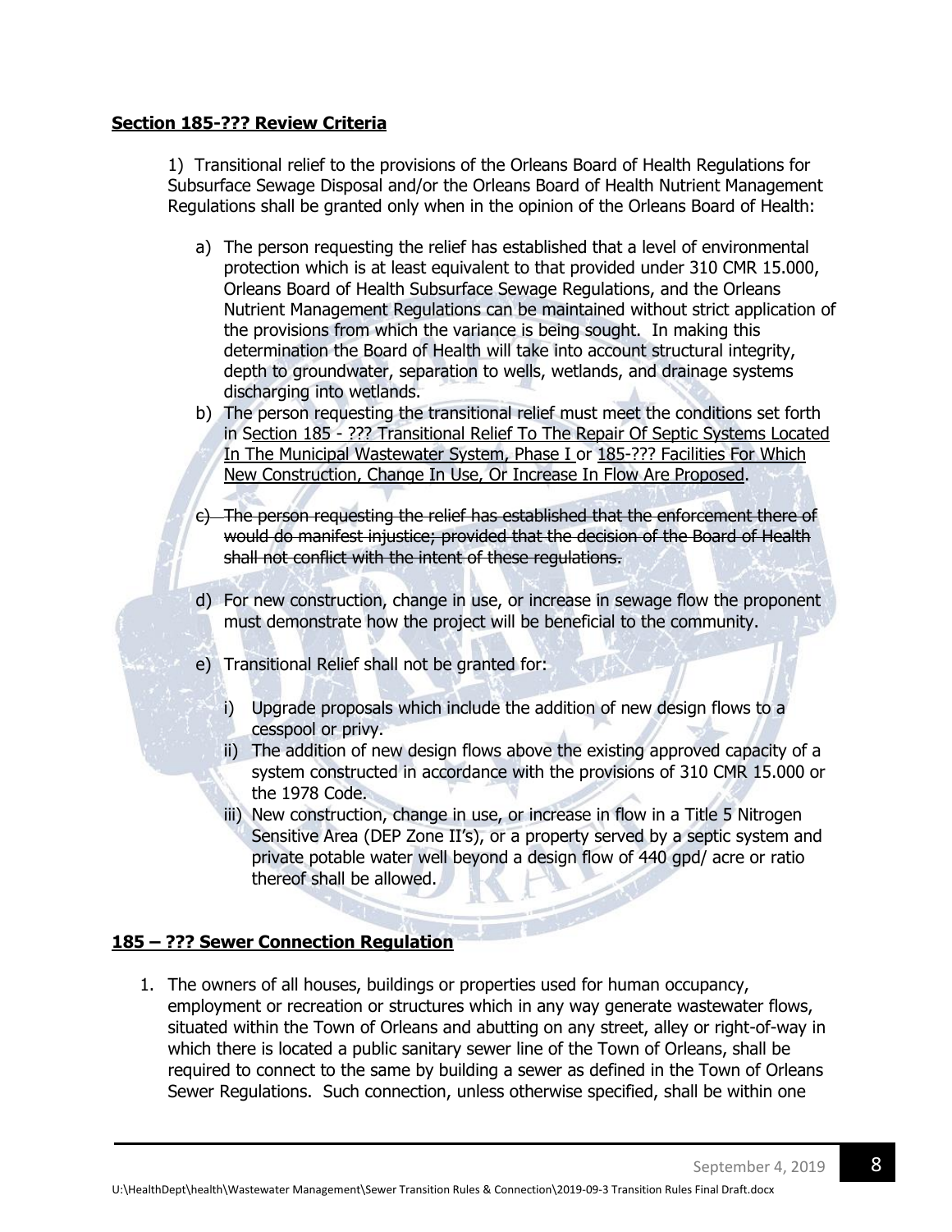**<u>Section 185-??? Review Criteria</u>**

1) Transitional relief to the provisions of the Orleans Board of Health Regulations for Subsurface Sewage Disposal and/or the Orleans Board of Health Nutrient Management Regulations shall be granted only when in the opinion of the Orleans Board of Health:

a) The person requesting the relief has established that a level of environmental protection which is at least equivalent to that provided under 310 CMR 15.000, Orleans Board of Health Subsurface Sewage Regulations, and the Orleans Nutrient Management Regulations can be maintained without strict application of the provisions from which the variance is being sought. In making this determination the Board of Health will take into account structural integrity, depth to groundwater, separation to wells, wetlands, and drainage systems discharging into wetlands.

b) The person requesting the transitional relief must meet the conditions set forth in <u>Section 185 - ??? Transitional Relief To The Repair Of Septic Systems Located In The Municipal Wastewater System, Phase I</u> or <u>185-??? Facilities For Which New Construction, Change In Use, Or Increase In Flow Are Proposed</u>.

~~c) The person requesting the relief has established that the enforcement there of would do manifest injustice; provided that the decision of the Board of Health shall not conflict with the intent of these regulations.~~

d) For new construction, change in use, or increase in sewage flow the proponent must demonstrate how the project will be beneficial to the community.

e) Transitional Relief shall not be granted for:

i) Upgrade proposals which include the addition of new design flows to a cesspool or privy.

ii) The addition of new design flows above the existing approved capacity of a system constructed in accordance with the provisions of 310 CMR 15.000 or the 1978 Code.

iii) New construction, change in use, or increase in flow in a Title 5 Nitrogen Sensitive Area (DEP Zone II's), or a property served by a septic system and private potable water well beyond a design flow of 440 gpd/ acre or ratio thereof shall be allowed.

**<u>185 – ??? Sewer Connection Regulation</u>**

1. The owners of all houses, buildings or properties used for human occupancy, employment or recreation or structures which in any way generate wastewater flows, situated within the Town of Orleans and abutting on any street, alley or right-of-way in which there is located a public sanitary sewer line of the Town of Orleans, shall be required to connect to the same by building a sewer as defined in the Town of Orleans Sewer Regulations. Such connection, unless otherwise specified, shall be within one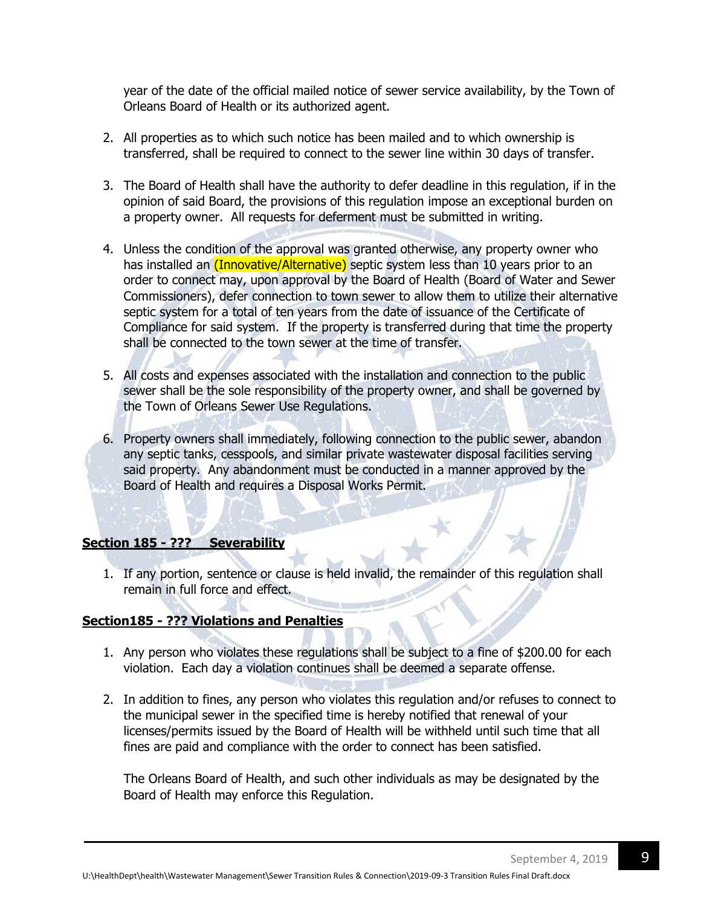year of the date of the official mailed notice of sewer service availability, by the Town of Orleans Board of Health or its authorized agent.

2. All properties as to which such notice has been mailed and to which ownership is transferred, shall be required to connect to the sewer line within 30 days of transfer.

3. The Board of Health shall have the authority to defer deadline in this regulation, if in the opinion of said Board, the provisions of this regulation impose an exceptional burden on a property owner. All requests for deferment must be submitted in writing.

4. Unless the condition of the approval was granted otherwise, any property owner who has installed an (Innovative/Alternative) septic system less than 10 years prior to an order to connect may, upon approval by the Board of Health (Board of Water and Sewer Commissioners), defer connection to town sewer to allow them to utilize their alternative septic system for a total of ten years from the date of issuance of the Certificate of Compliance for said system. If the property is transferred during that time the property shall be connected to the town sewer at the time of transfer.

5. All costs and expenses associated with the installation and connection to the public sewer shall be the sole responsibility of the property owner, and shall be governed by the Town of Orleans Sewer Use Regulations.

6. Property owners shall immediately, following connection to the public sewer, abandon any septic tanks, cesspools, and similar private wastewater disposal facilities serving said property. Any abandonment must be conducted in a manner approved by the Board of Health and requires a Disposal Works Permit.

**Section 185 - ??? Severability**

1. If any portion, sentence or clause is held invalid, the remainder of this regulation shall remain in full force and effect.

**Section185 - ??? Violations and Penalties**

1. Any person who violates these regulations shall be subject to a fine of $200.00 for each violation. Each day a violation continues shall be deemed a separate offense.

2. In addition to fines, any person who violates this regulation and/or refuses to connect to the municipal sewer in the specified time is hereby notified that renewal of your licenses/permits issued by the Board of Health will be withheld until such time that all fines are paid and compliance with the order to connect has been satisfied.

   The Orleans Board of Health, and such other individuals as may be designated by the Board of Health may enforce this Regulation.